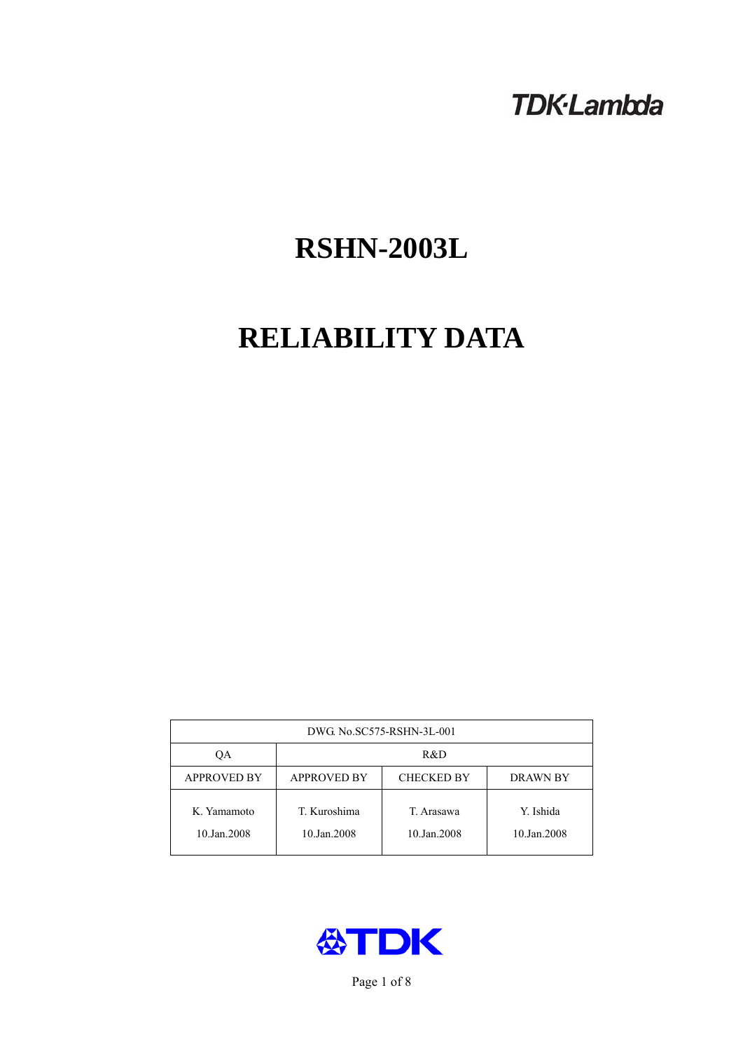TDK·Lambda

# RSHN-2003L

# RELIABILITY DATA

| DWG. No.SC575-RSHN-3L-001 | | | |
|---|---|---|---|
| QA | R&D | | |
| APPROVED BY | APPROVED BY | CHECKED BY | DRAWN BY |
| K. Yamamoto<br>10.Jan.2008 | T. Kuroshima<br>10.Jan.2008 | T. Arasawa<br>10.Jan.2008 | Y. Ishida<br>10.Jan.2008 |

TDK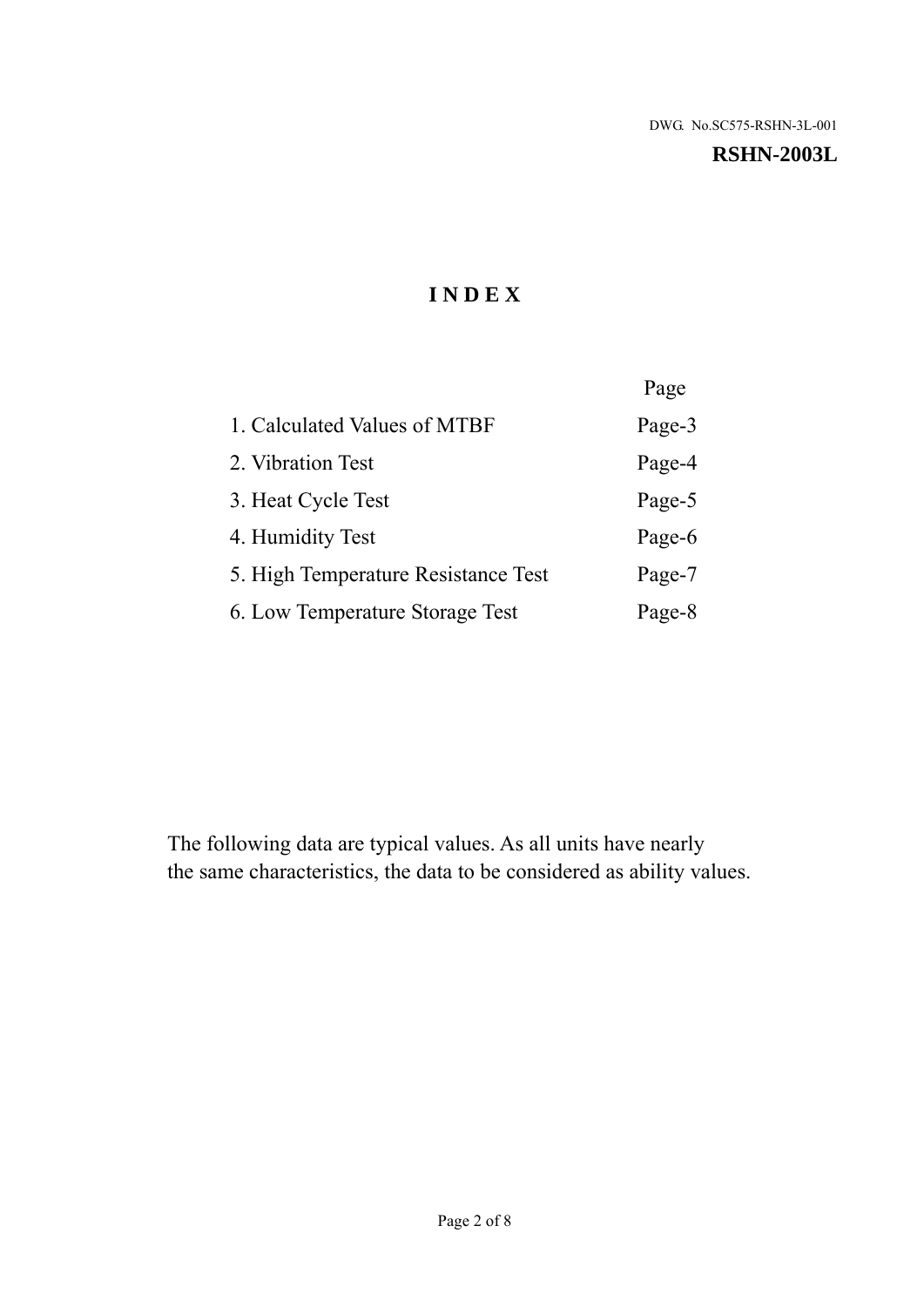DWG. No.SC575-RSHN-3L-001

**RSHN-2003L**

# I N D E X

| | Page |
|---|---|
| 1. Calculated Values of MTBF | Page-3 |
| 2. Vibration Test | Page-4 |
| 3. Heat Cycle Test | Page-5 |
| 4. Humidity Test | Page-6 |
| 5. High Temperature Resistance Test | Page-7 |
| 6. Low Temperature Storage Test | Page-8 |

The following data are typical values. As all units have nearly the same characteristics, the data to be considered as ability values.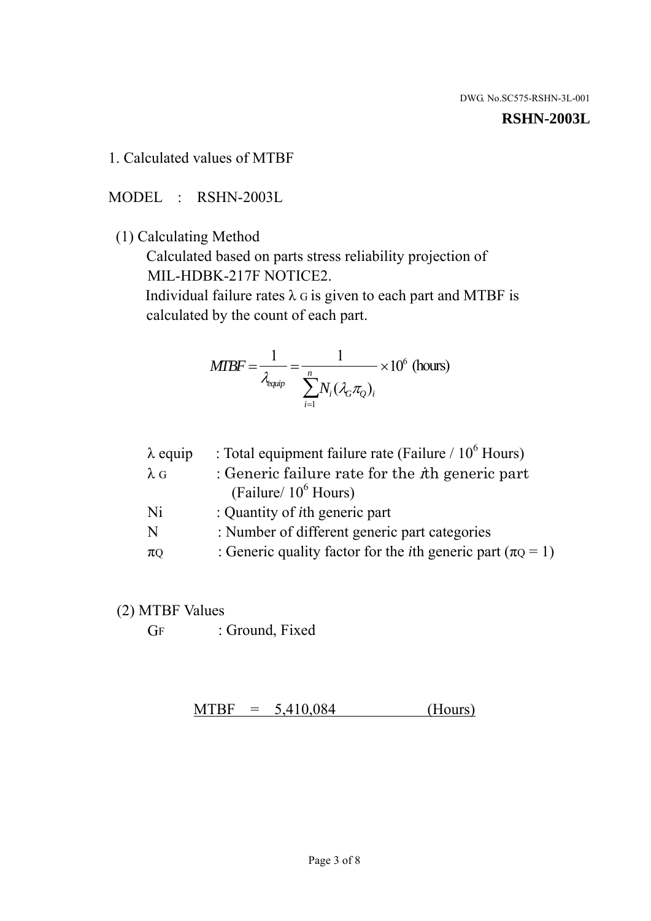DWG. No.SC575-RSHN-3L-001

**RSHN-2003L**

1. Calculated values of MTBF

MODEL : RSHN-2003L

(1) Calculating Method

Calculated based on parts stress reliability projection of MIL-HDBK-217F NOTICE2.

Individual failure rates $\lambda_G$ is given to each part and MTBF is calculated by the count of each part.

$$MTBF = \frac{1}{\lambda_{equip}} = \frac{1}{\sum_{i=1}^{n} N_i (\lambda_G \pi_Q)_i} \times 10^6 \text{ (hours)}$$

| | |
|---|---|
| $\lambda$ equip | : Total equipment failure rate (Failure / $10^6$ Hours) |
| $\lambda_G$ | : Generic failure rate for the $i$th generic part (Failure/ $10^6$ Hours) |
| Ni | : Quantity of $i$th generic part |
| N | : Number of different generic part categories |
| $\pi_Q$ | : Generic quality factor for the $i$th generic part ($\pi_Q = 1$) |

(2) MTBF Values

$G_F$ : Ground, Fixed

MTBF = 5,410,084 (Hours)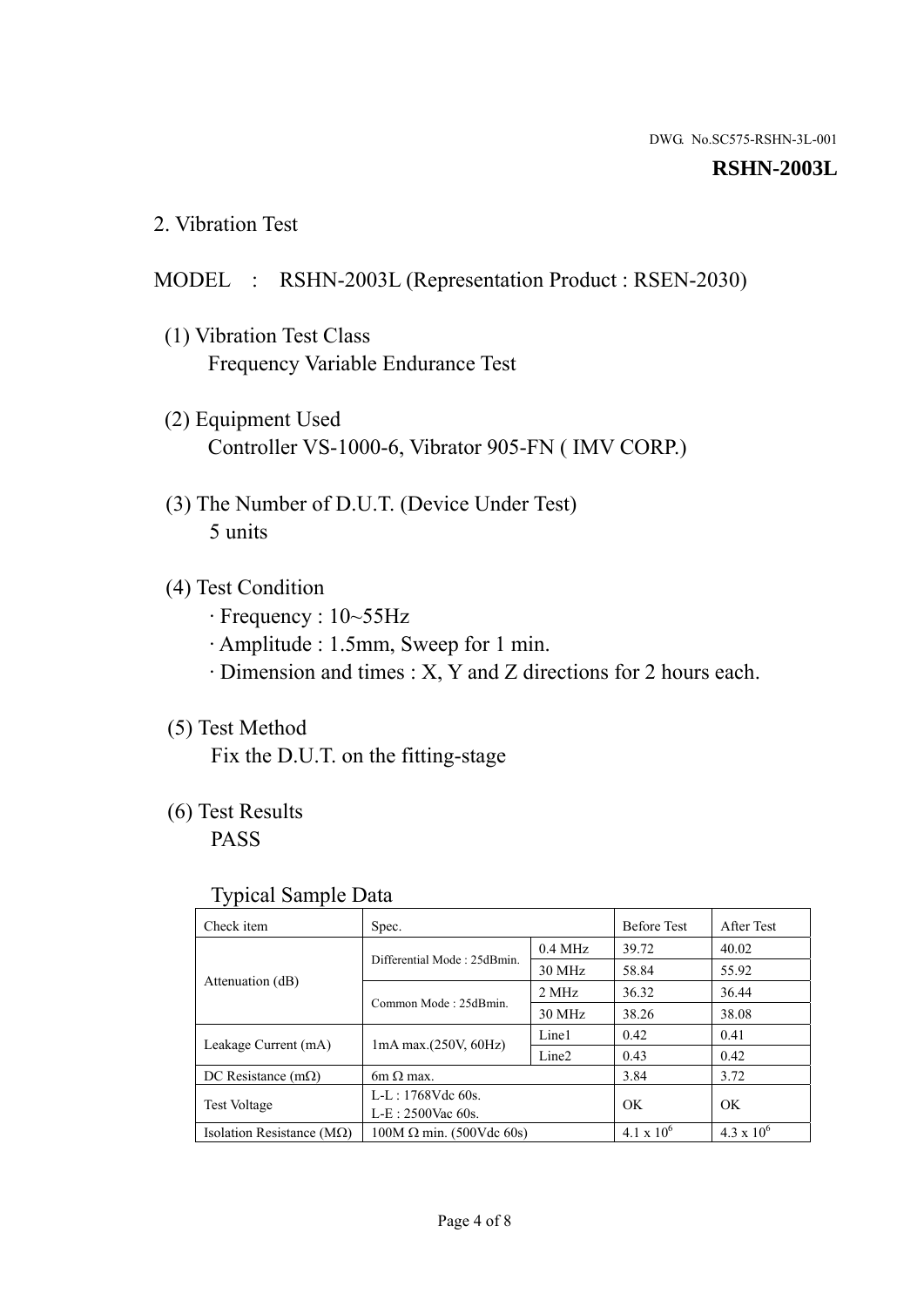DWG. No.SC575-RSHN-3L-001

**RSHN-2003L**

## 2. Vibration Test

MODEL : RSHN-2003L (Representation Product : RSEN-2030)

(1) Vibration Test Class
Frequency Variable Endurance Test

(2) Equipment Used
Controller VS-1000-6, Vibrator 905-FN ( IMV CORP.)

(3) The Number of D.U.T. (Device Under Test)
5 units

(4) Test Condition
· Frequency : 10~55Hz
· Amplitude : 1.5mm, Sweep for 1 min.
· Dimension and times : X, Y and Z directions for 2 hours each.

(5) Test Method
Fix the D.U.T. on the fitting-stage

(6) Test Results
PASS

Typical Sample Data

| Check item | Spec. | | Before Test | After Test |
|---|---|---|---|---|
| Attenuation (dB) | Differential Mode : 25dBmin. | 0.4 MHz | 39.72 | 40.02 |
| | | 30 MHz | 58.84 | 55.92 |
| | Common Mode : 25dBmin. | 2 MHz | 36.32 | 36.44 |
| | | 30 MHz | 38.26 | 38.08 |
| Leakage Current (mA) | 1mA max.(250V, 60Hz) | Line1 | 0.42 | 0.41 |
| | | Line2 | 0.43 | 0.42 |
| DC Resistance (mΩ) | 6m Ω max. | | 3.84 | 3.72 |
| Test Voltage | L-L : 1768Vdc 60s.<br>L-E : 2500Vac 60s. | | OK | OK |
| Isolation Resistance (MΩ) | 100M Ω min. (500Vdc 60s) | | $4.1 \times 10^6$ | $4.3 \times 10^6$ |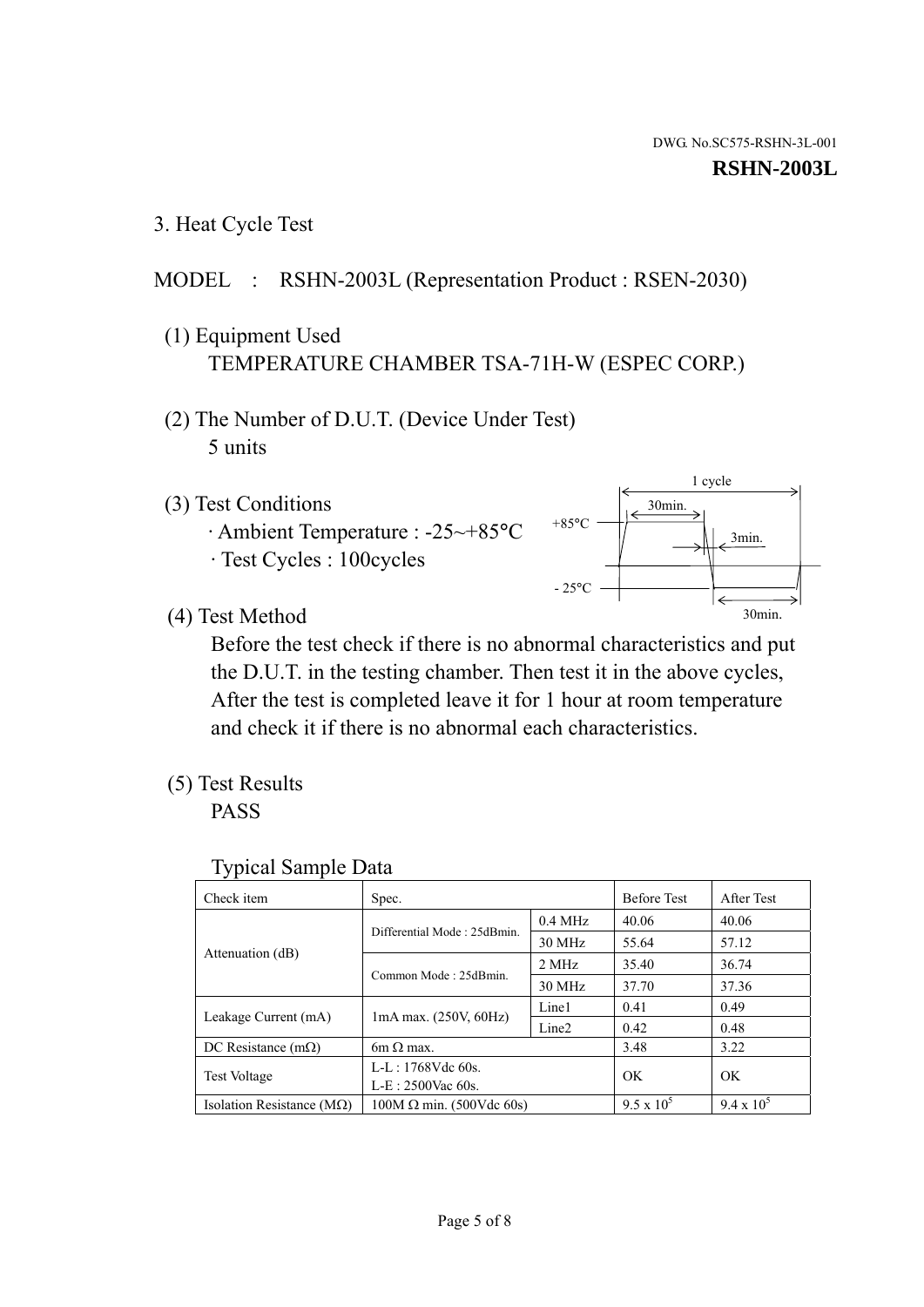DWG. No.SC575-RSHN-3L-001

**RSHN-2003L**

3. Heat Cycle Test

MODEL : RSHN-2003L (Representation Product : RSEN-2030)

(1) Equipment Used

TEMPERATURE CHAMBER TSA-71H-W (ESPEC CORP.)

(2) The Number of D.U.T. (Device Under Test)

5 units

(3) Test Conditions

· Ambient Temperature : -25~+85°C

· Test Cycles : 100cycles

1 cycle
30min.
+85°C
3min.
- 25°C
30min.

(4) Test Method

Before the test check if there is no abnormal characteristics and put the D.U.T. in the testing chamber. Then test it in the above cycles, After the test is completed leave it for 1 hour at room temperature and check it if there is no abnormal each characteristics.

(5) Test Results

PASS

Typical Sample Data

| Check item | Spec. | | Before Test | After Test |
|---|---|---|---|---|
| Attenuation (dB) | Differential Mode : 25dBmin. | 0.4 MHz | 40.06 | 40.06 |
| | | 30 MHz | 55.64 | 57.12 |
| | Common Mode : 25dBmin. | 2 MHz | 35.40 | 36.74 |
| | | 30 MHz | 37.70 | 37.36 |
| Leakage Current (mA) | 1mA max. (250V, 60Hz) | Line1 | 0.41 | 0.49 |
| | | Line2 | 0.42 | 0.48 |
| DC Resistance (mΩ) | 6m Ω max. | | 3.48 | 3.22 |
| Test Voltage | L-L : 1768Vdc 60s.<br>L-E : 2500Vac 60s. | | OK | OK |
| Isolation Resistance (MΩ) | 100M Ω min. (500Vdc 60s) | | $9.5 \times 10^5$ | $9.4 \times 10^5$ |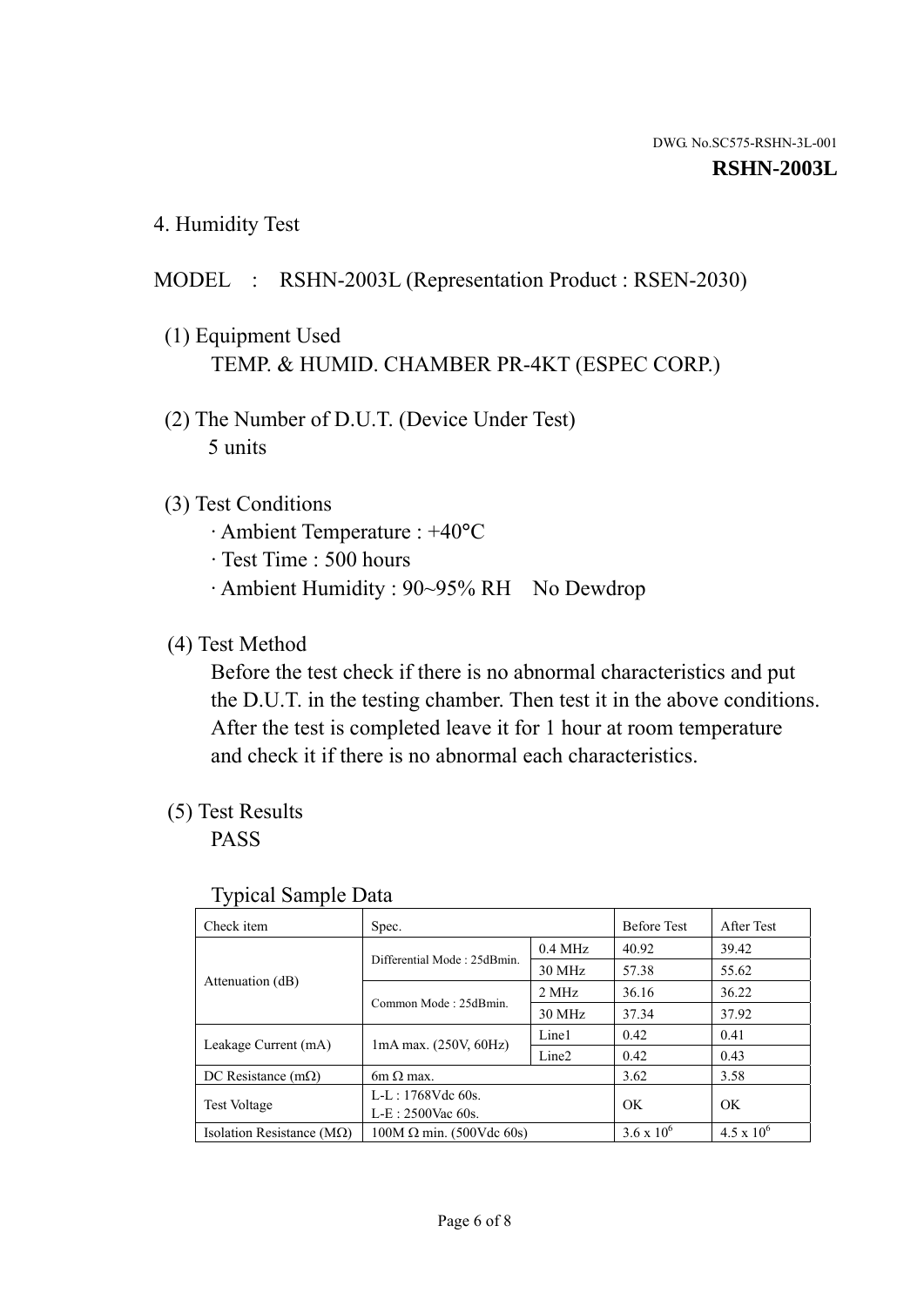DWG. No.SC575-RSHN-3L-001

**RSHN-2003L**

## 4. Humidity Test

MODEL : RSHN-2003L (Representation Product : RSEN-2030)

(1) Equipment Used

TEMP. & HUMID. CHAMBER PR-4KT (ESPEC CORP.)

(2) The Number of D.U.T. (Device Under Test)

5 units

(3) Test Conditions

- Ambient Temperature : +40°C
- Test Time : 500 hours
- Ambient Humidity : 90~95% RH No Dewdrop

(4) Test Method

Before the test check if there is no abnormal characteristics and put the D.U.T. in the testing chamber. Then test it in the above conditions. After the test is completed leave it for 1 hour at room temperature and check it if there is no abnormal each characteristics.

(5) Test Results

PASS

Typical Sample Data

| Check item | Spec. | | Before Test | After Test |
|---|---|---|---|---|
| Attenuation (dB) | Differential Mode : 25dBmin. | 0.4 MHz | 40.92 | 39.42 |
| | | 30 MHz | 57.38 | 55.62 |
| | Common Mode : 25dBmin. | 2 MHz | 36.16 | 36.22 |
| | | 30 MHz | 37.34 | 37.92 |
| Leakage Current (mA) | 1mA max. (250V, 60Hz) | Line1 | 0.42 | 0.41 |
| | | Line2 | 0.42 | 0.43 |
| DC Resistance (mΩ) | 6m Ω max. | | 3.62 | 3.58 |
| Test Voltage | L-L : 1768Vdc 60s.<br>L-E : 2500Vac 60s. | | OK | OK |
| Isolation Resistance (MΩ) | 100M Ω min. (500Vdc 60s) | | $3.6 \times 10^6$ | $4.5 \times 10^6$ |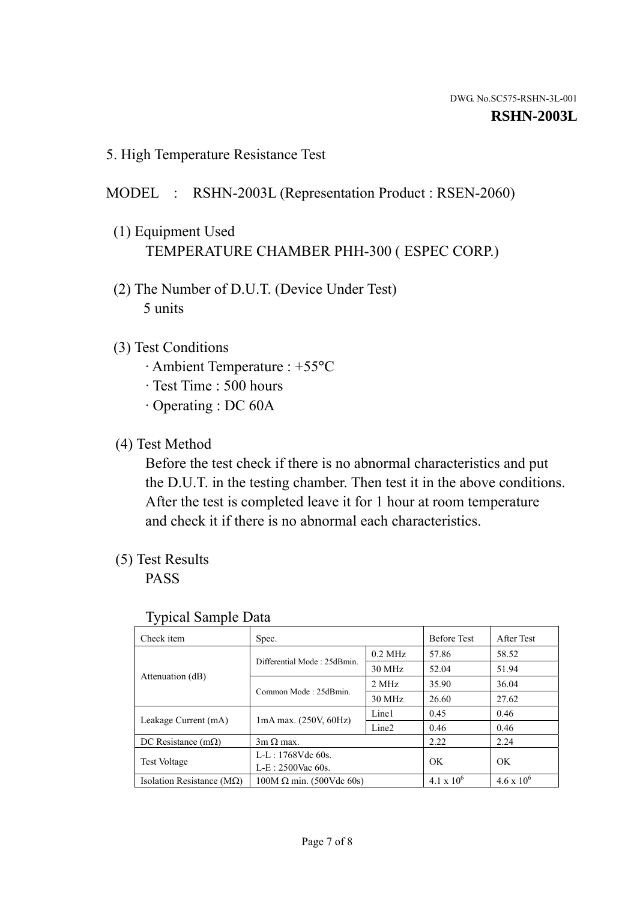DWG. No.SC575-RSHN-3L-001

**RSHN-2003L**

## 5. High Temperature Resistance Test

MODEL : RSHN-2003L (Representation Product : RSEN-2060)

(1) Equipment Used

TEMPERATURE CHAMBER PHH-300 ( ESPEC CORP.)

(2) The Number of D.U.T. (Device Under Test)

5 units

(3) Test Conditions

- Ambient Temperature : +55°C
- Test Time : 500 hours
- Operating : DC 60A

(4) Test Method

Before the test check if there is no abnormal characteristics and put the D.U.T. in the testing chamber. Then test it in the above conditions. After the test is completed leave it for 1 hour at room temperature and check it if there is no abnormal each characteristics.

(5) Test Results

PASS

Typical Sample Data

| Check item | Spec. | | Before Test | After Test |
|---|---|---|---|---|
| Attenuation (dB) | Differential Mode : 25dBmin. | 0.2 MHz | 57.86 | 58.52 |
| | | 30 MHz | 52.04 | 51.94 |
| | Common Mode : 25dBmin. | 2 MHz | 35.90 | 36.04 |
| | | 30 MHz | 26.60 | 27.62 |
| Leakage Current (mA) | 1mA max. (250V, 60Hz) | Line1 | 0.45 | 0.46 |
| | | Line2 | 0.46 | 0.46 |
| DC Resistance (mΩ) | 3m Ω max. | | 2.22 | 2.24 |
| Test Voltage | L-L : 1768Vdc 60s.<br>L-E : 2500Vac 60s. | | OK | OK |
| Isolation Resistance (MΩ) | 100M Ω min. (500Vdc 60s) | | $4.1 \times 10^6$ | $4.6 \times 10^6$ |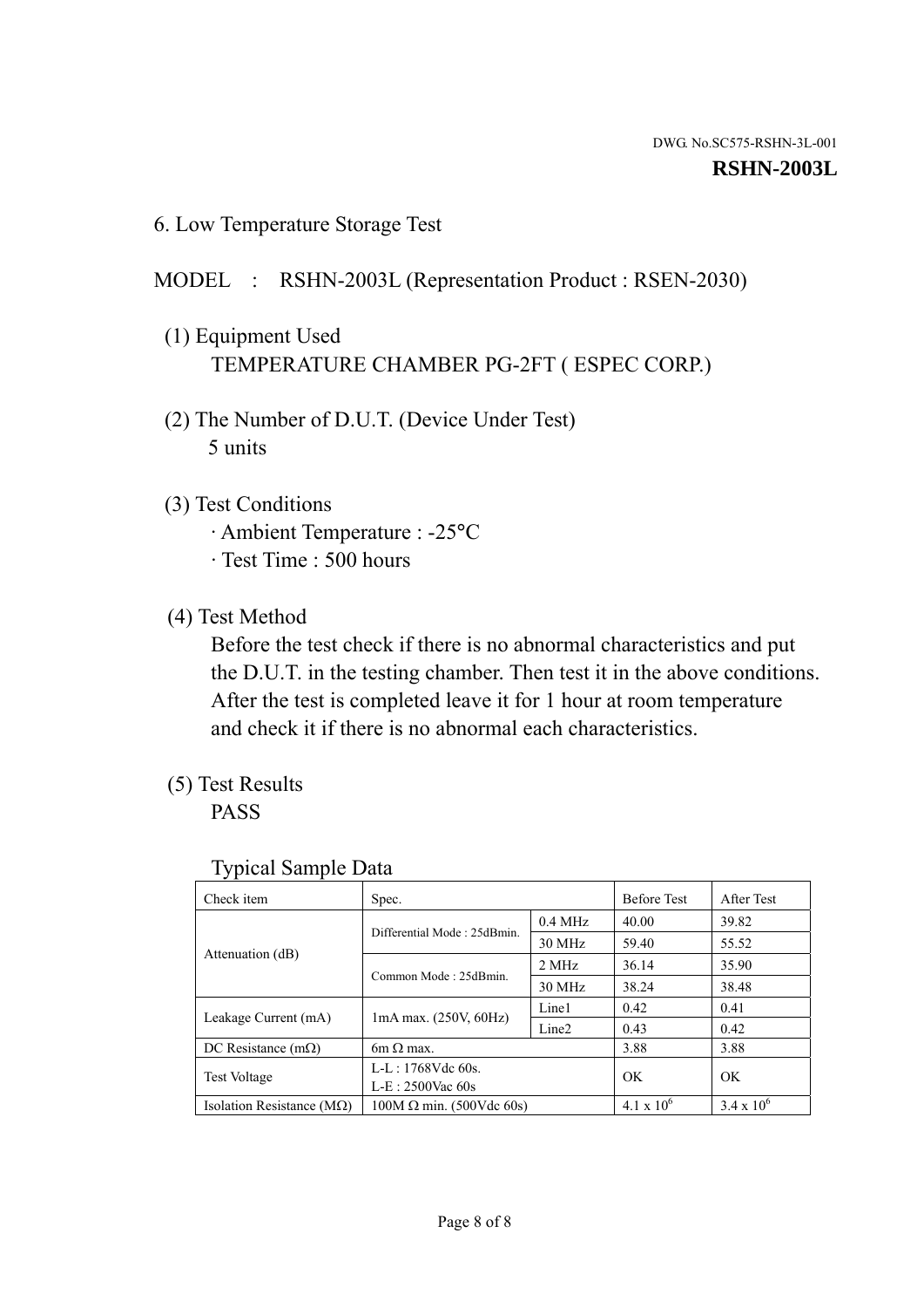DWG. No.SC575-RSHN-3L-001

**RSHN-2003L**

## 6. Low Temperature Storage Test

MODEL : RSHN-2003L (Representation Product : RSEN-2030)

(1) Equipment Used
TEMPERATURE CHAMBER PG-2FT ( ESPEC CORP.)

(2) The Number of D.U.T. (Device Under Test)
5 units

(3) Test Conditions
· Ambient Temperature : -25°C
· Test Time : 500 hours

(4) Test Method
Before the test check if there is no abnormal characteristics and put the D.U.T. in the testing chamber. Then test it in the above conditions. After the test is completed leave it for 1 hour at room temperature and check it if there is no abnormal each characteristics.

(5) Test Results
PASS

Typical Sample Data

| Check item | Spec. | | Before Test | After Test |
|---|---|---|---|---|
| Attenuation (dB) | Differential Mode : 25dBmin. | 0.4 MHz | 40.00 | 39.82 |
| | | 30 MHz | 59.40 | 55.52 |
| | Common Mode : 25dBmin. | 2 MHz | 36.14 | 35.90 |
| | | 30 MHz | 38.24 | 38.48 |
| Leakage Current (mA) | 1mA max. (250V, 60Hz) | Line1 | 0.42 | 0.41 |
| | | Line2 | 0.43 | 0.42 |
| DC Resistance (mΩ) | 6m Ω max. | | 3.88 | 3.88 |
| Test Voltage | L-L : 1768Vdc 60s. L-E : 2500Vac 60s | | OK | OK |
| Isolation Resistance (MΩ) | 100M Ω min. (500Vdc 60s) | | $4.1 \times 10^6$ | $3.4 \times 10^6$ |